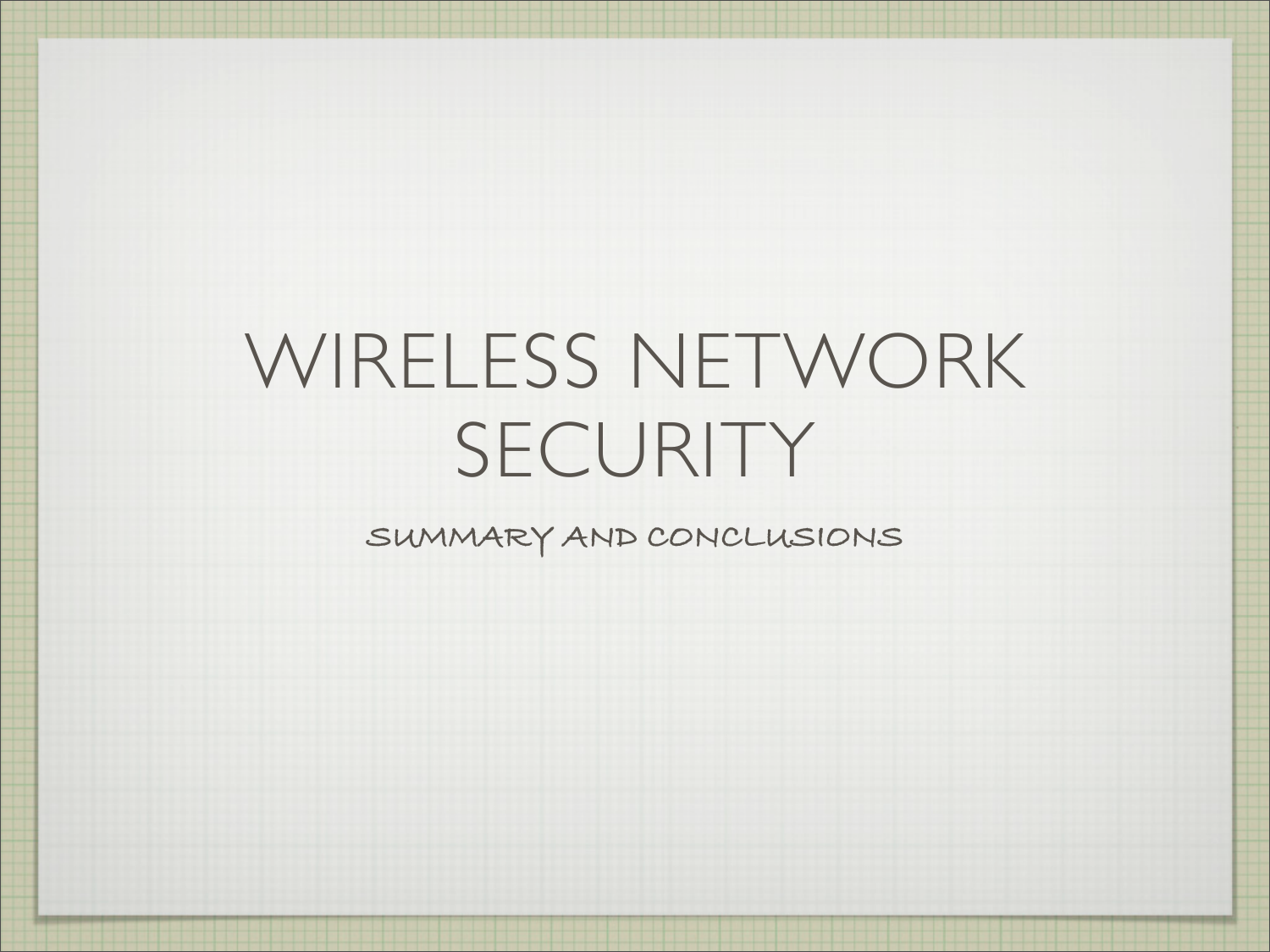# WIRELESS NETWORK SECURITY

## SUMMARY AND CONCLUSIONS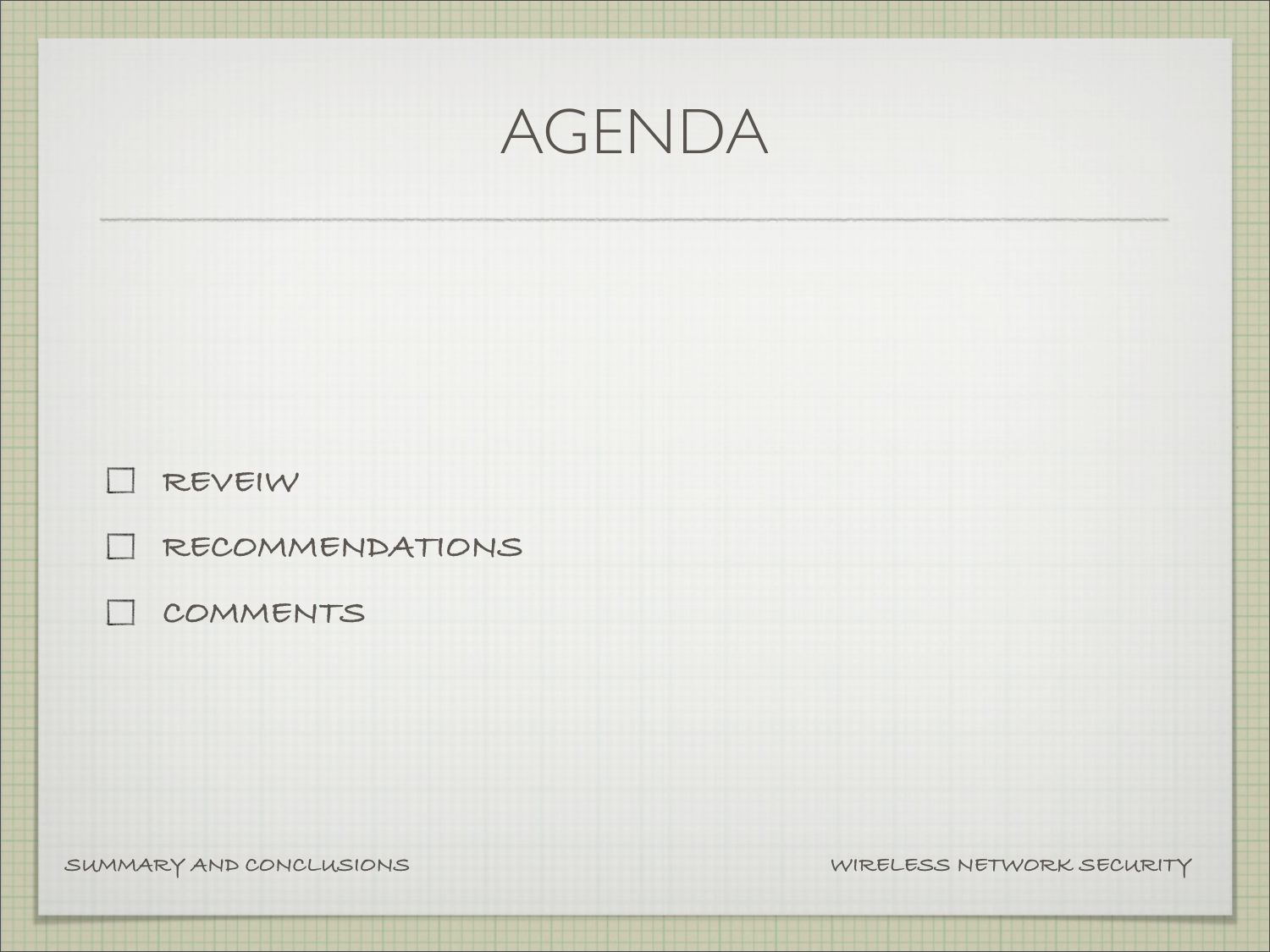# AGENDA

- [ ] REVEIW
- [ ] RECOMMENDATIONS
- [ ] COMMENTS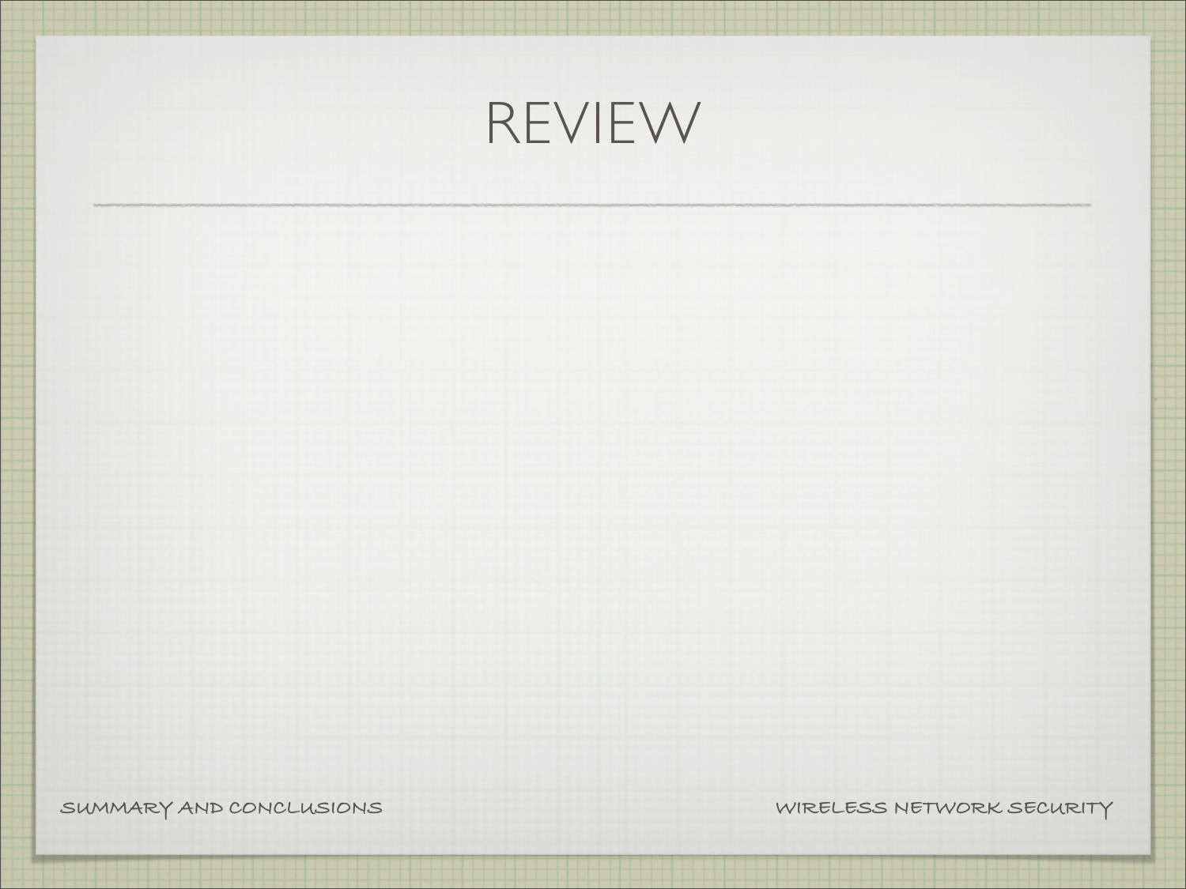# REVIEW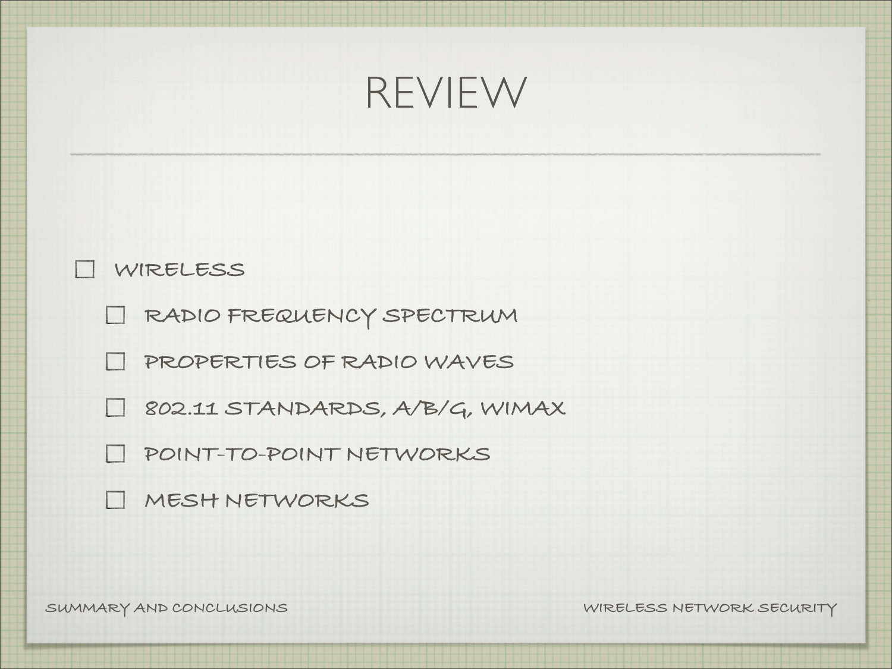# REVIEW

- WIRELESS
  - RADIO FREQUENCY SPECTRUM
  - PROPERTIES OF RADIO WAVES
  - 802.11 STANDARDS, A/B/G, WIMAX
  - POINT-TO-POINT NETWORKS
  - MESH NETWORKS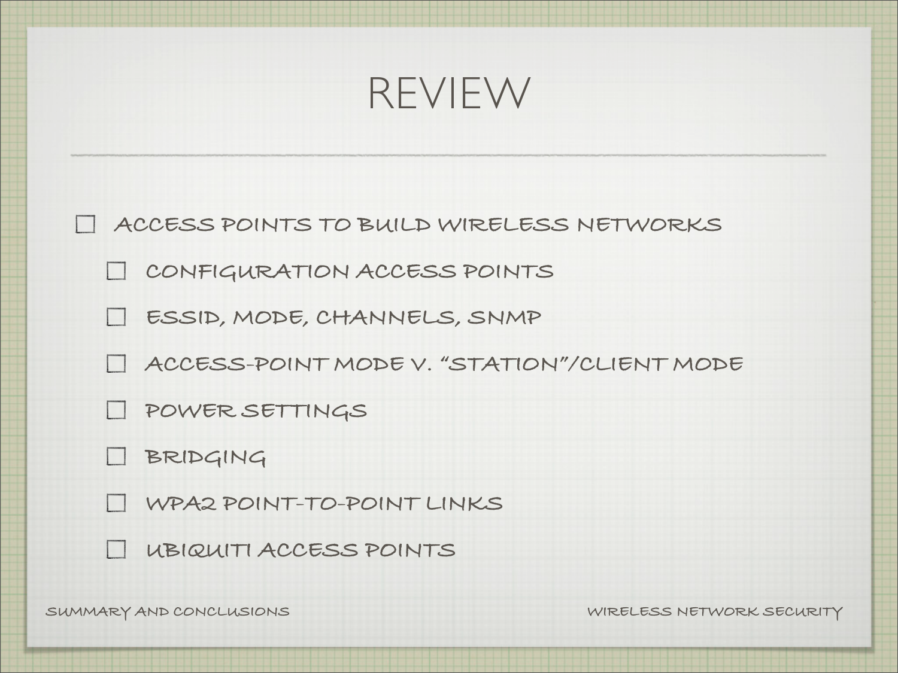# REVIEW

- ACCESS POINTS TO BUILD WIRELESS NETWORKS
  - CONFIGURATION ACCESS POINTS
  - ESSID, MODE, CHANNELS, SNMP
  - ACCESS-POINT MODE V. "STATION"/CLIENT MODE
  - POWER SETTINGS
  - BRIDGING
  - WPA2 POINT-TO-POINT LINKS
  - UBIQUITI ACCESS POINTS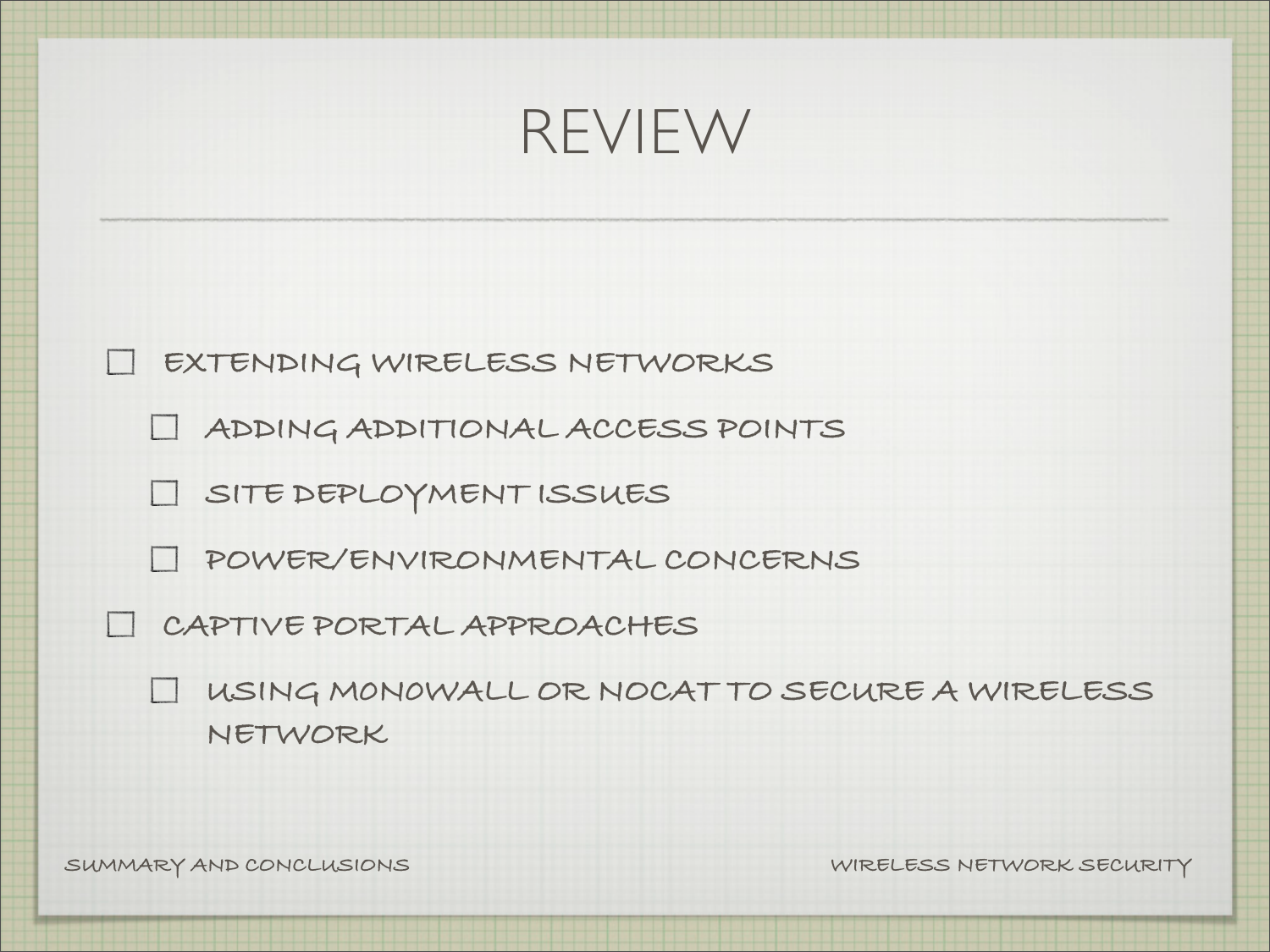# REVIEW

- EXTENDING WIRELESS NETWORKS
  - ADDING ADDITIONAL ACCESS POINTS
  - SITE DEPLOYMENT ISSUES
  - POWER/ENVIRONMENTAL CONCERNS
- CAPTIVE PORTAL APPROACHES
  - USING MONOWALL OR NOCAT TO SECURE A WIRELESS NETWORK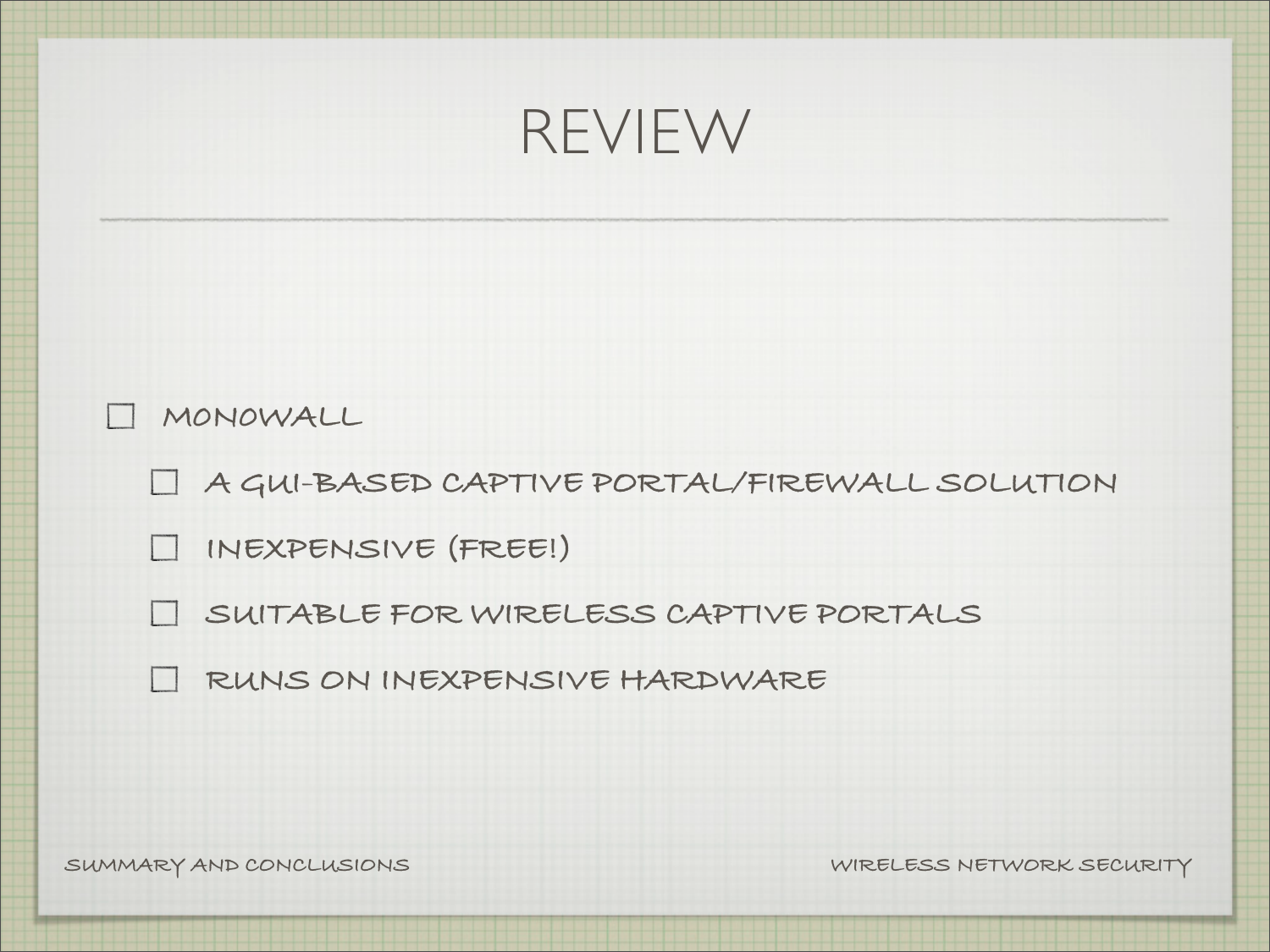# REVIEW

- MONOWALL
  - A GUI-BASED CAPTIVE PORTAL/FIREWALL SOLUTION
  - INEXPENSIVE (FREE!)
  - SUITABLE FOR WIRELESS CAPTIVE PORTALS
  - RUNS ON INEXPENSIVE HARDWARE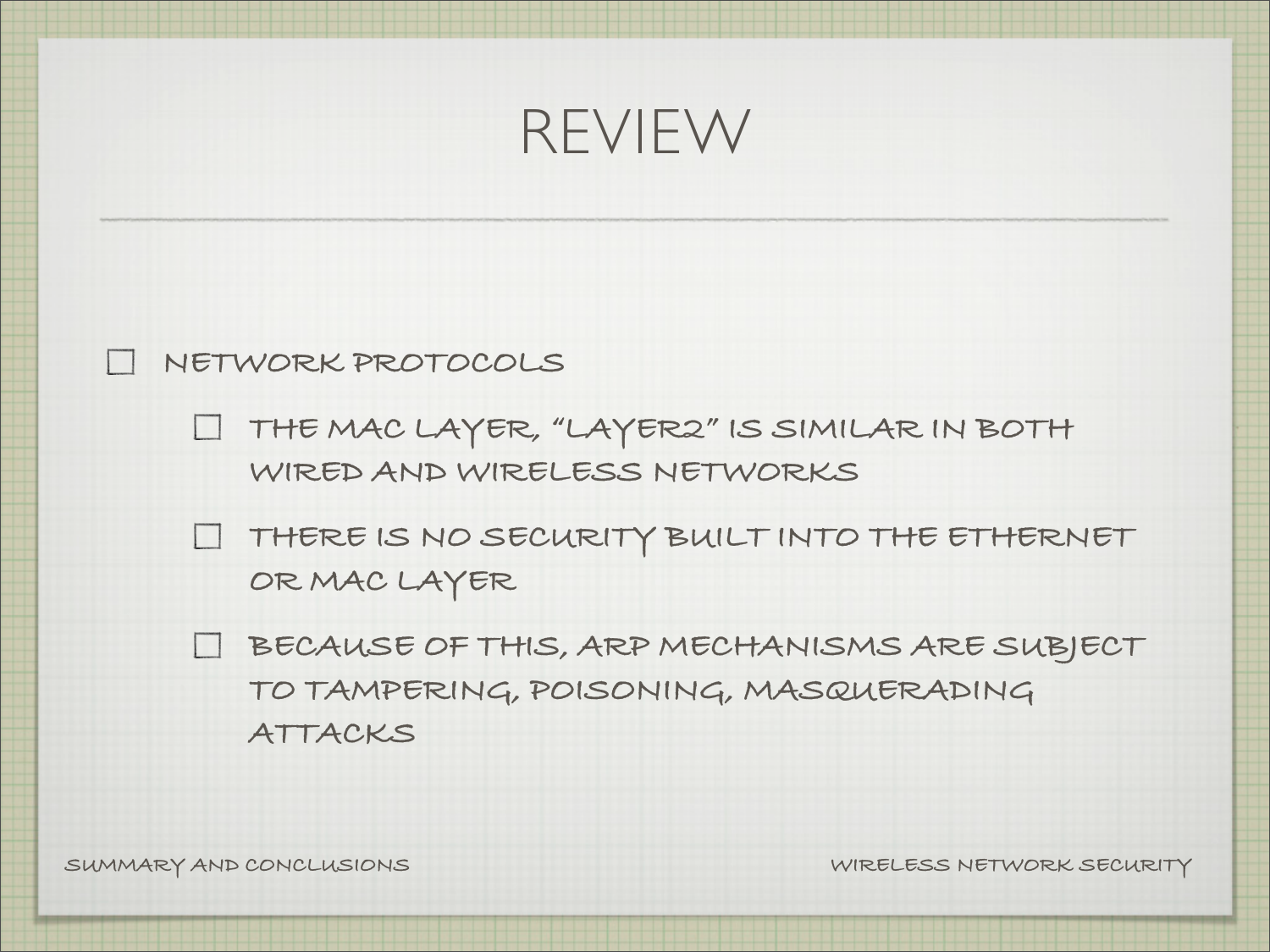# REVIEW

- NETWORK PROTOCOLS
  - THE MAC LAYER, "LAYER2" IS SIMILAR IN BOTH WIRED AND WIRELESS NETWORKS
  - THERE IS NO SECURITY BUILT INTO THE ETHERNET OR MAC LAYER
  - BECAUSE OF THIS, ARP MECHANISMS ARE SUBJECT TO TAMPERING, POISONING, MASQUERADING ATTACKS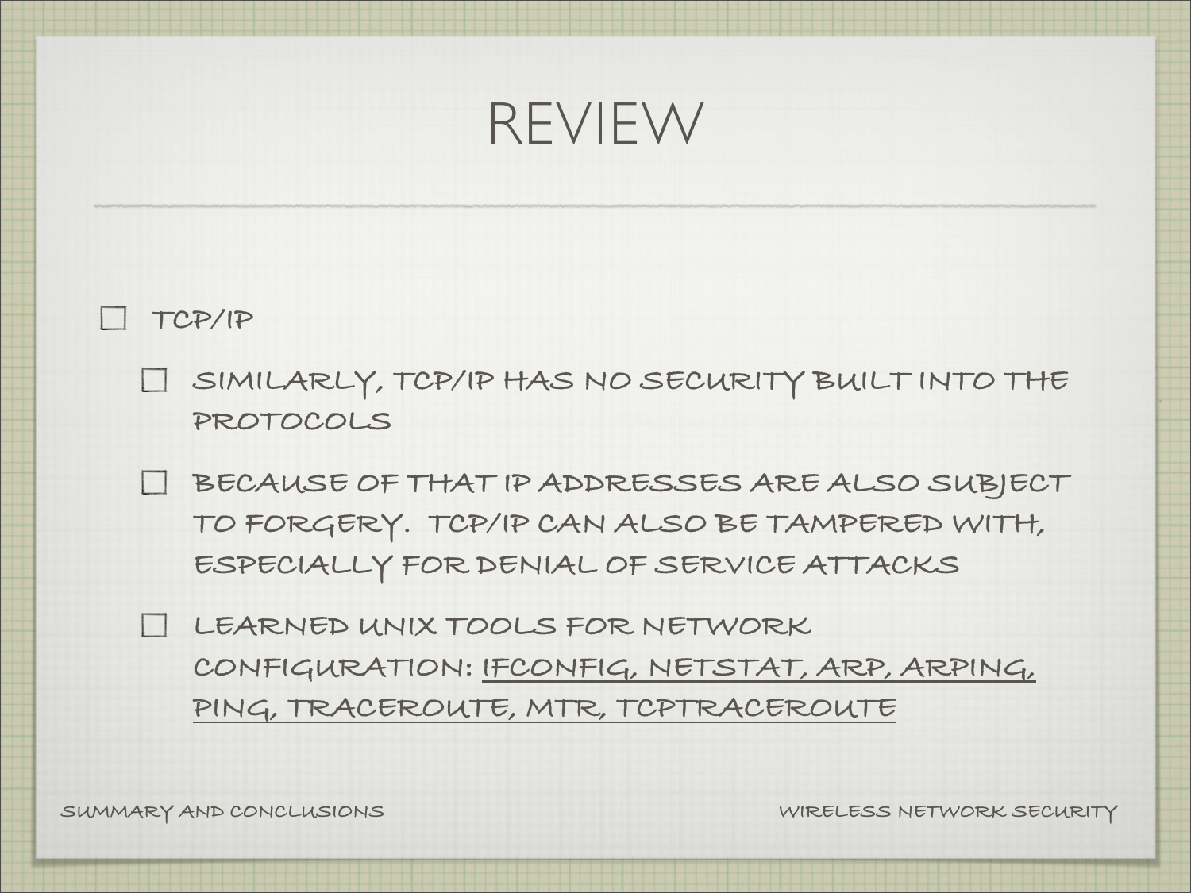# REVIEW

- TCP/IP
  - SIMILARLY, TCP/IP HAS NO SECURITY BUILT INTO THE PROTOCOLS
  - BECAUSE OF THAT IP ADDRESSES ARE ALSO SUBJECT TO FORGERY. TCP/IP CAN ALSO BE TAMPERED WITH, ESPECIALLY FOR DENIAL OF SERVICE ATTACKS
  - LEARNED UNIX TOOLS FOR NETWORK CONFIGURATION: IFCONFIG, NETSTAT, ARP, ARPING, PING, TRACEROUTE, MTR, TCPTRACEROUTE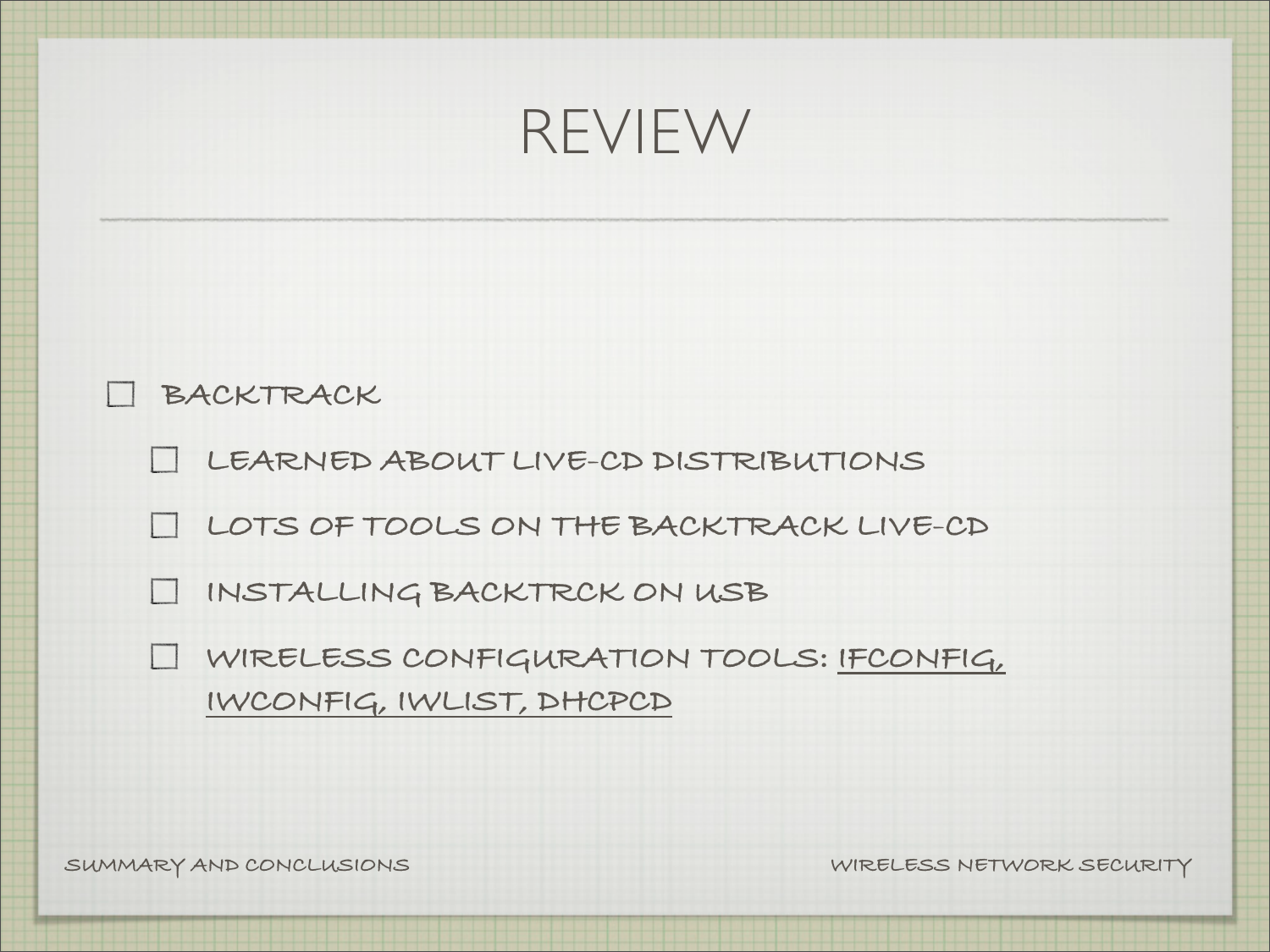# REVIEW

- BACKTRACK
  - LEARNED ABOUT LIVE-CD DISTRIBUTIONS
  - LOTS OF TOOLS ON THE BACKTRACK LIVE-CD
  - INSTALLING BACKTRCK ON USB
  - WIRELESS CONFIGURATION TOOLS: IFCONFIG, IWCONFIG, IWLIST, DHCPCD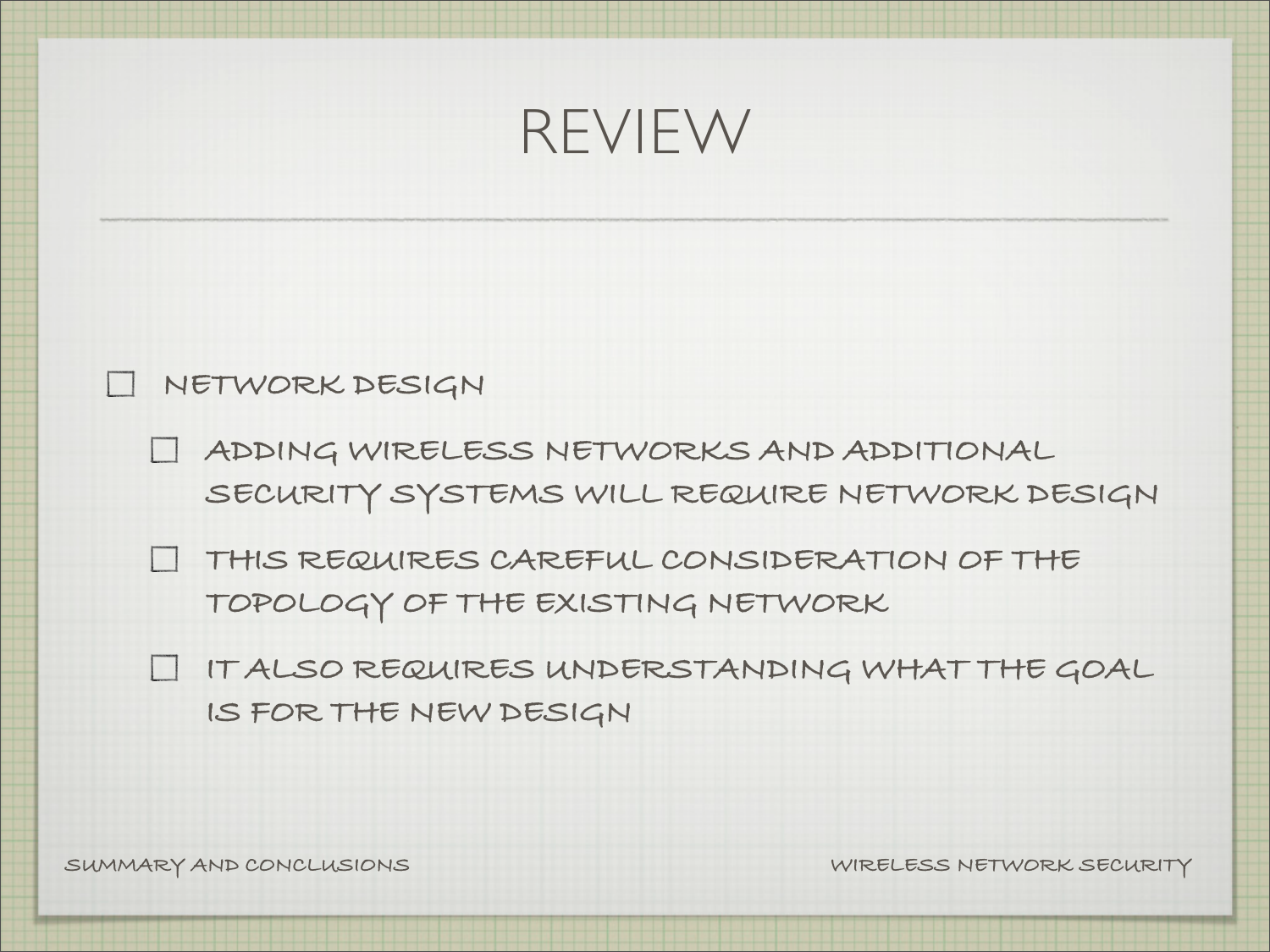# REVIEW

- NETWORK DESIGN
  - ADDING WIRELESS NETWORKS AND ADDITIONAL SECURITY SYSTEMS WILL REQUIRE NETWORK DESIGN
  - THIS REQUIRES CAREFUL CONSIDERATION OF THE TOPOLOGY OF THE EXISTING NETWORK
  - IT ALSO REQUIRES UNDERSTANDING WHAT THE GOAL IS FOR THE NEW DESIGN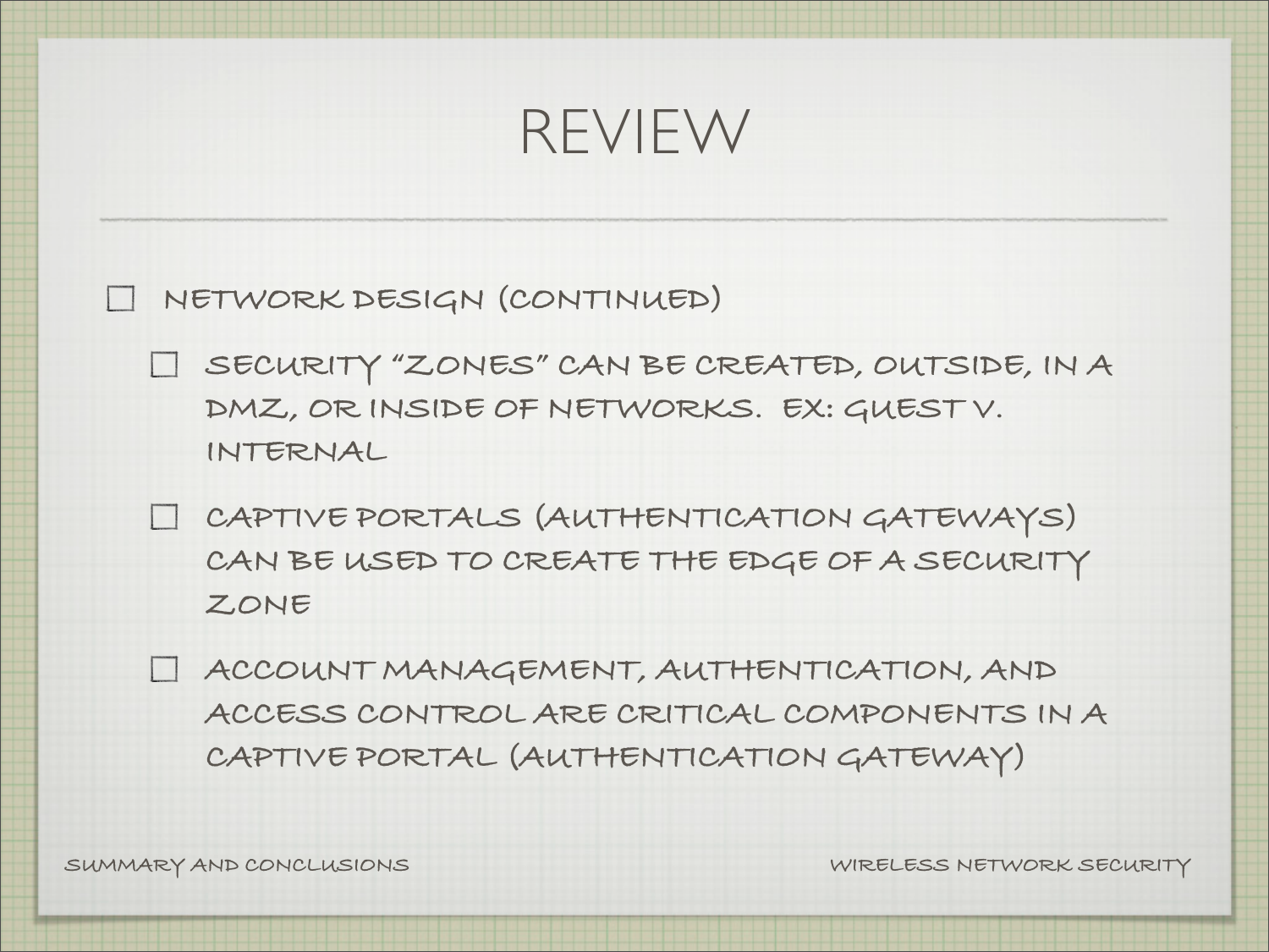# REVIEW

- NETWORK DESIGN (CONTINUED)
  - SECURITY "ZONES" CAN BE CREATED, OUTSIDE, IN A DMZ, OR INSIDE OF NETWORKS. EX: GUEST V. INTERNAL
  - CAPTIVE PORTALS (AUTHENTICATION GATEWAYS) CAN BE USED TO CREATE THE EDGE OF A SECURITY ZONE
  - ACCOUNT MANAGEMENT, AUTHENTICATION, AND ACCESS CONTROL ARE CRITICAL COMPONENTS IN A CAPTIVE PORTAL (AUTHENTICATION GATEWAY)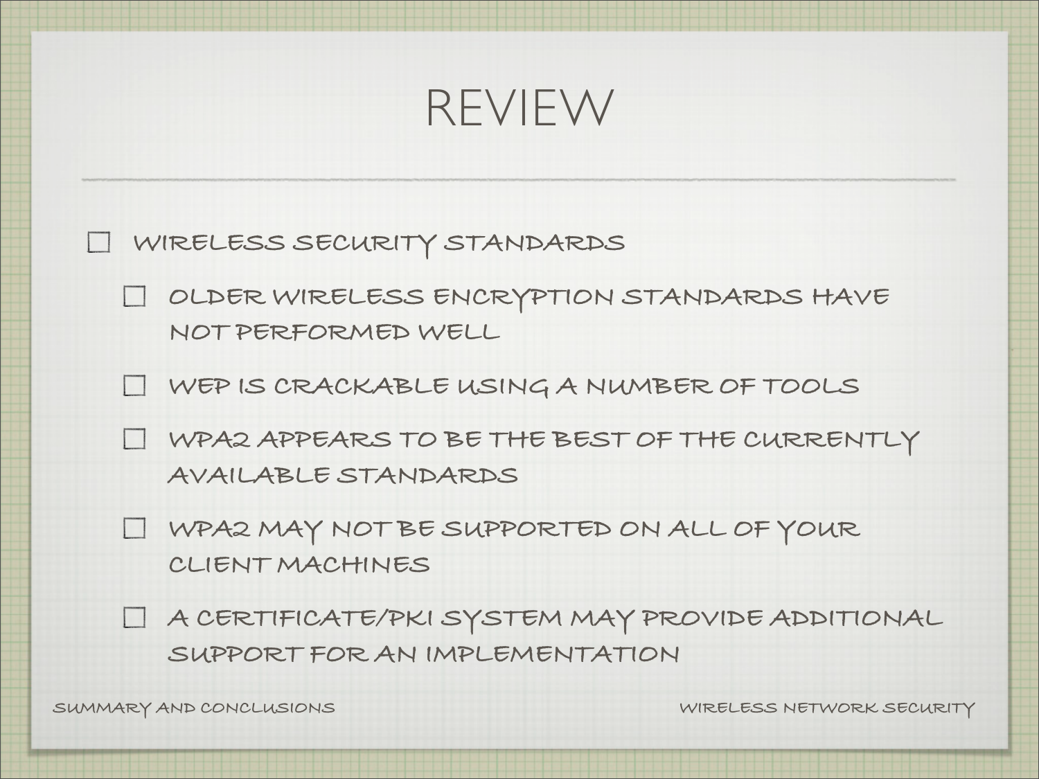# REVIEW

- WIRELESS SECURITY STANDARDS
  - OLDER WIRELESS ENCRYPTION STANDARDS HAVE NOT PERFORMED WELL
  - WEP IS CRACKABLE USING A NUMBER OF TOOLS
  - WPA2 APPEARS TO BE THE BEST OF THE CURRENTLY AVAILABLE STANDARDS
  - WPA2 MAY NOT BE SUPPORTED ON ALL OF YOUR CLIENT MACHINES
  - A CERTIFICATE/PKI SYSTEM MAY PROVIDE ADDITIONAL SUPPORT FOR AN IMPLEMENTATION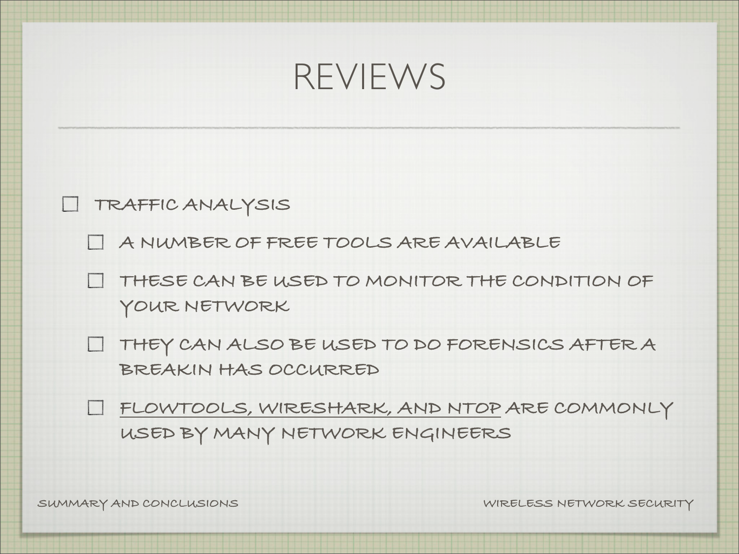# REVIEWS

- TRAFFIC ANALYSIS
  - A NUMBER OF FREE TOOLS ARE AVAILABLE
  - THESE CAN BE USED TO MONITOR THE CONDITION OF YOUR NETWORK
  - THEY CAN ALSO BE USED TO DO FORENSICS AFTER A BREAKIN HAS OCCURRED
  - FLOWTOOLS, WIRESHARK, AND NTOP ARE COMMONLY USED BY MANY NETWORK ENGINEERS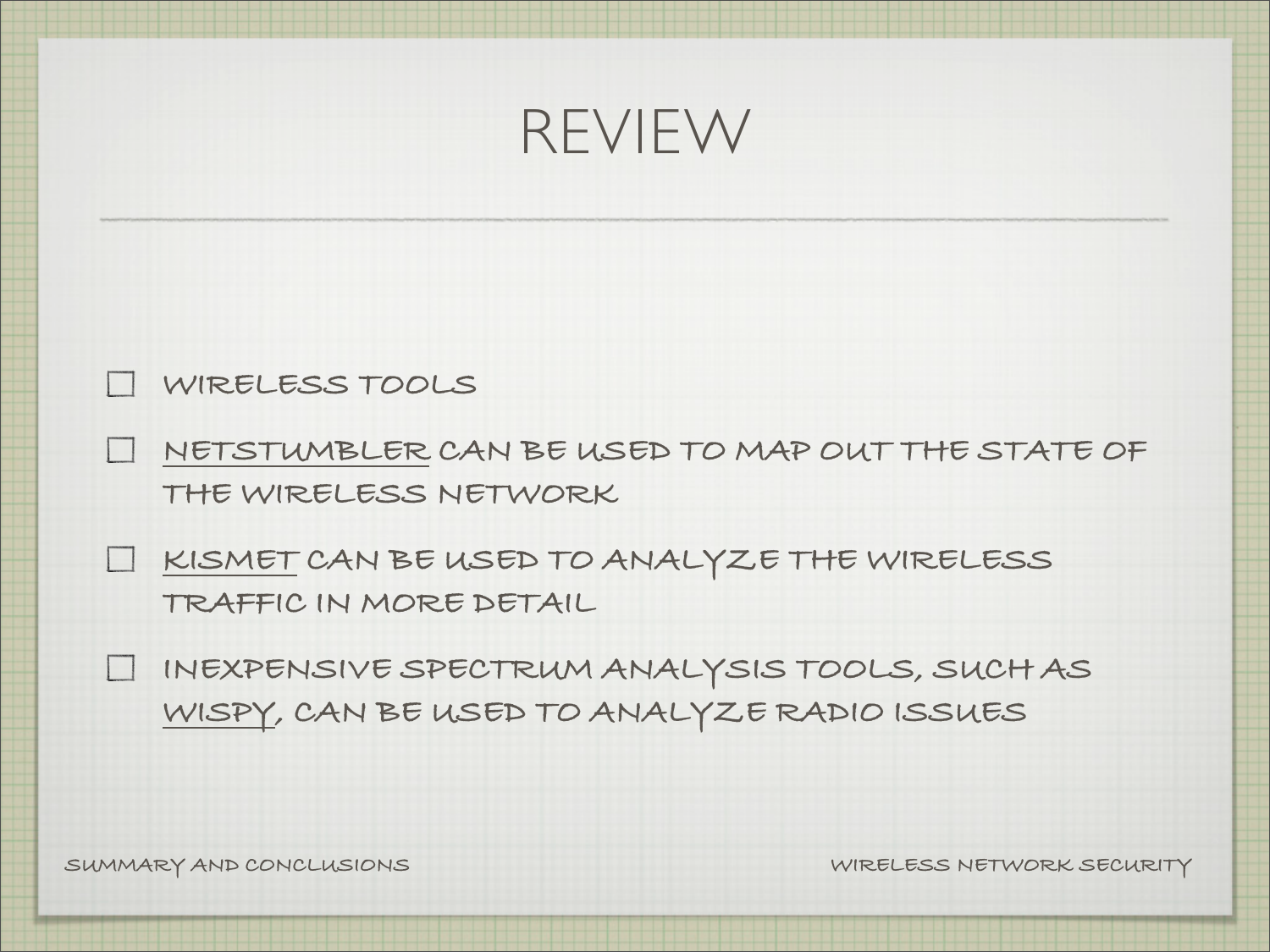# REVIEW

- WIRELESS TOOLS
- NETSTUMBLER CAN BE USED TO MAP OUT THE STATE OF THE WIRELESS NETWORK
- KISMET CAN BE USED TO ANALYZE THE WIRELESS TRAFFIC IN MORE DETAIL
- INEXPENSIVE SPECTRUM ANALYSIS TOOLS, SUCH AS WISPY, CAN BE USED TO ANALYZE RADIO ISSUES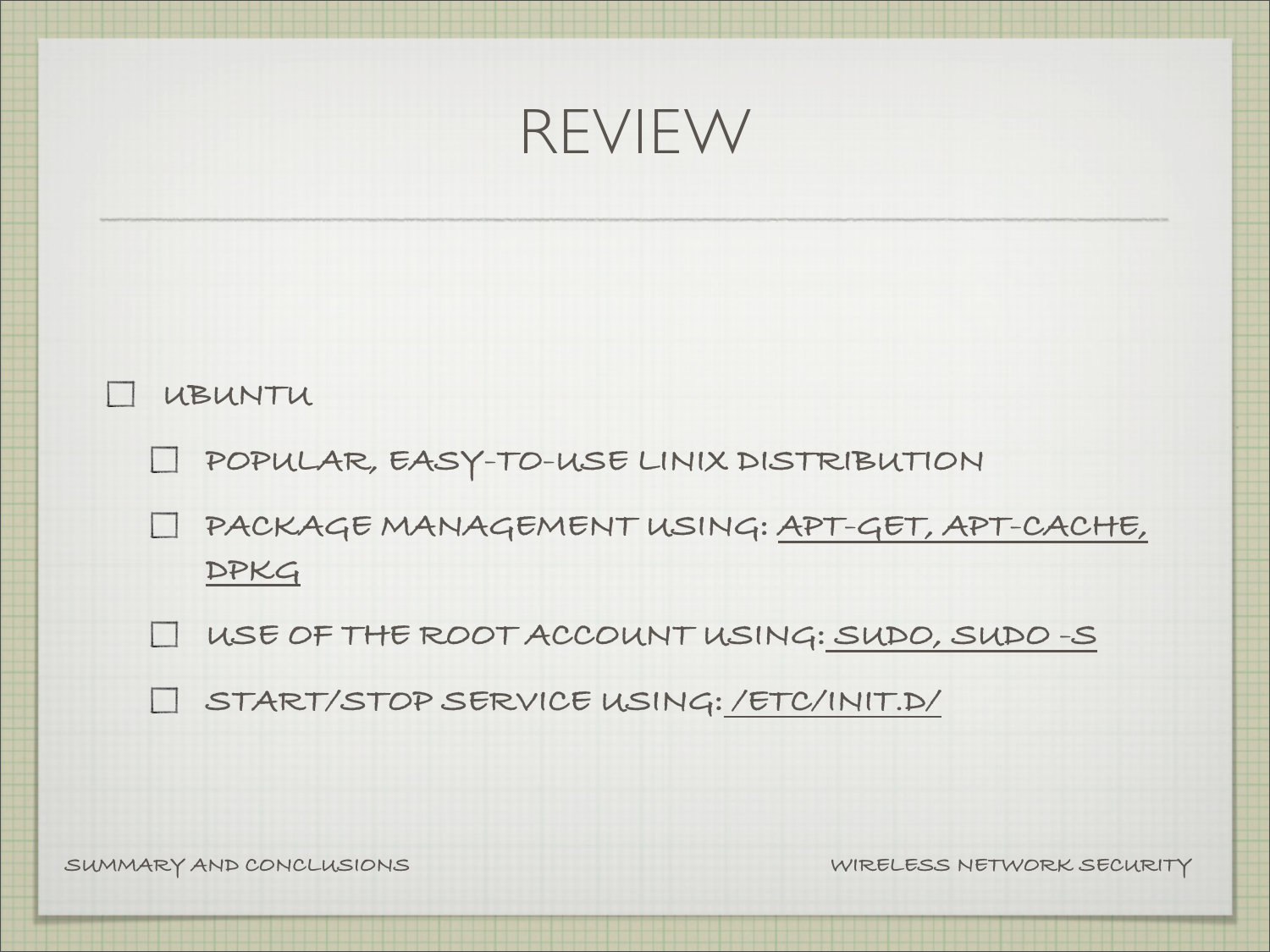# REVIEW

- UBUNTU
  - POPULAR, EASY-TO-USE LINIX DISTRIBUTION
  - PACKAGE MANAGEMENT USING: APT-GET, APT-CACHE, DPKG
  - USE OF THE ROOT ACCOUNT USING: SUDO, SUDO -S
  - START/STOP SERVICE USING: /ETC/INIT.D/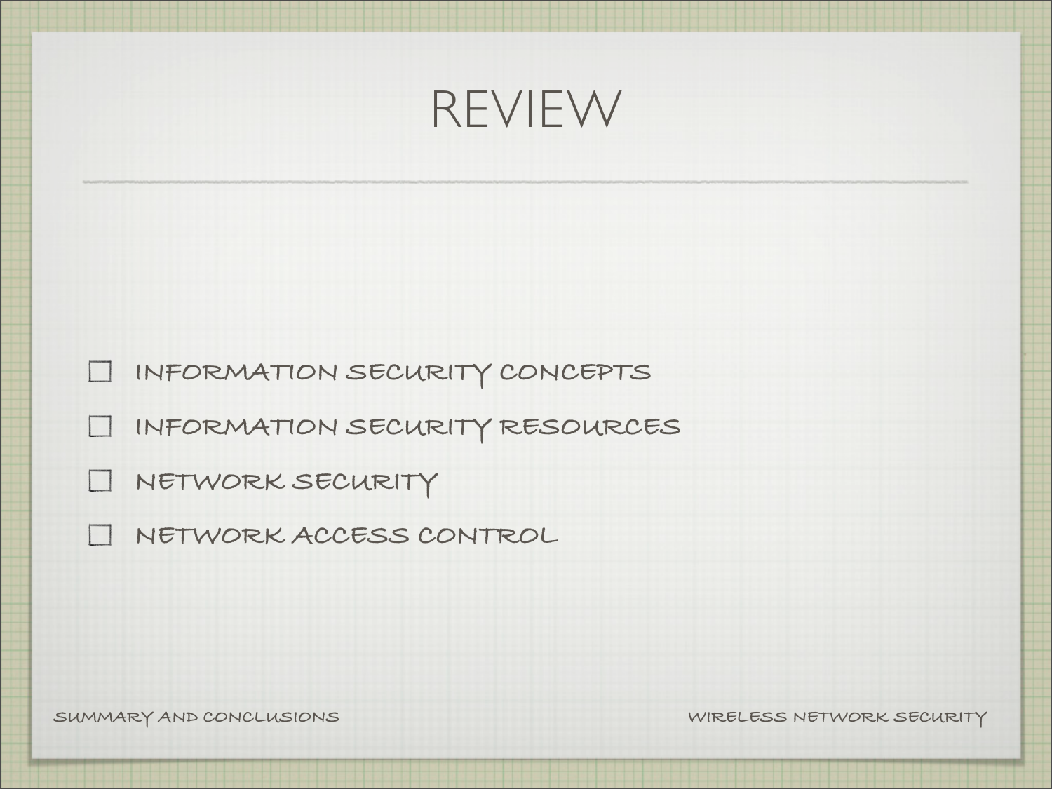# REVIEW

- [ ] INFORMATION SECURITY CONCEPTS
- [ ] INFORMATION SECURITY RESOURCES
- [ ] NETWORK SECURITY
- [ ] NETWORK ACCESS CONTROL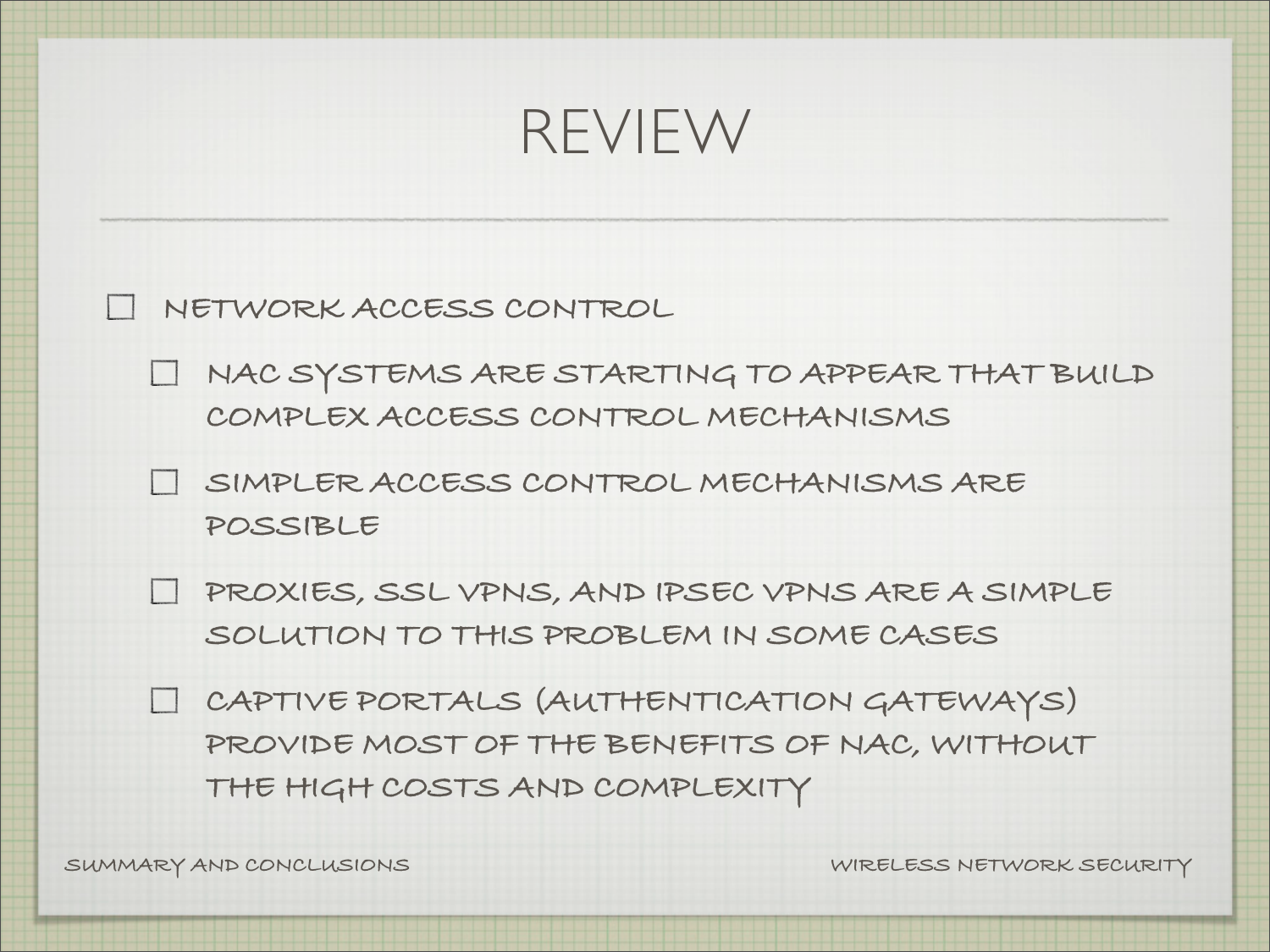# REVIEW

- NETWORK ACCESS CONTROL
  - NAC SYSTEMS ARE STARTING TO APPEAR THAT BUILD COMPLEX ACCESS CONTROL MECHANISMS
  - SIMPLER ACCESS CONTROL MECHANISMS ARE POSSIBLE
  - PROXIES, SSL VPNS, AND IPSEC VPNS ARE A SIMPLE SOLUTION TO THIS PROBLEM IN SOME CASES
  - CAPTIVE PORTALS (AUTHENTICATION GATEWAYS) PROVIDE MOST OF THE BENEFITS OF NAC, WITHOUT THE HIGH COSTS AND COMPLEXITY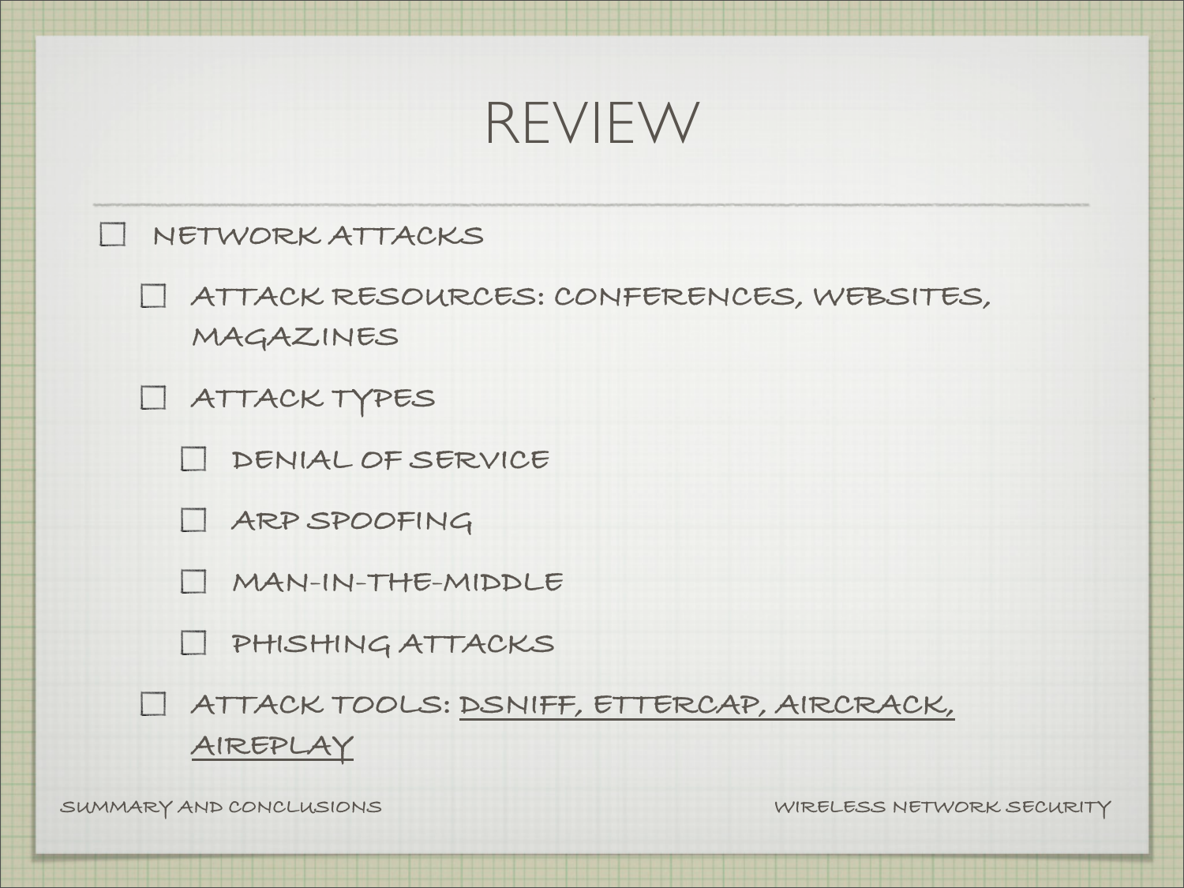# REVIEW

- NETWORK ATTACKS
  - ATTACK RESOURCES: CONFERENCES, WEBSITES, MAGAZINES
  - ATTACK TYPES
    - DENIAL OF SERVICE
    - ARP SPOOFING
    - MAN-IN-THE-MIDDLE
    - PHISHING ATTACKS
  - ATTACK TOOLS: DSNIFF, ETTERCAP, AIRCRACK, AIREPLAY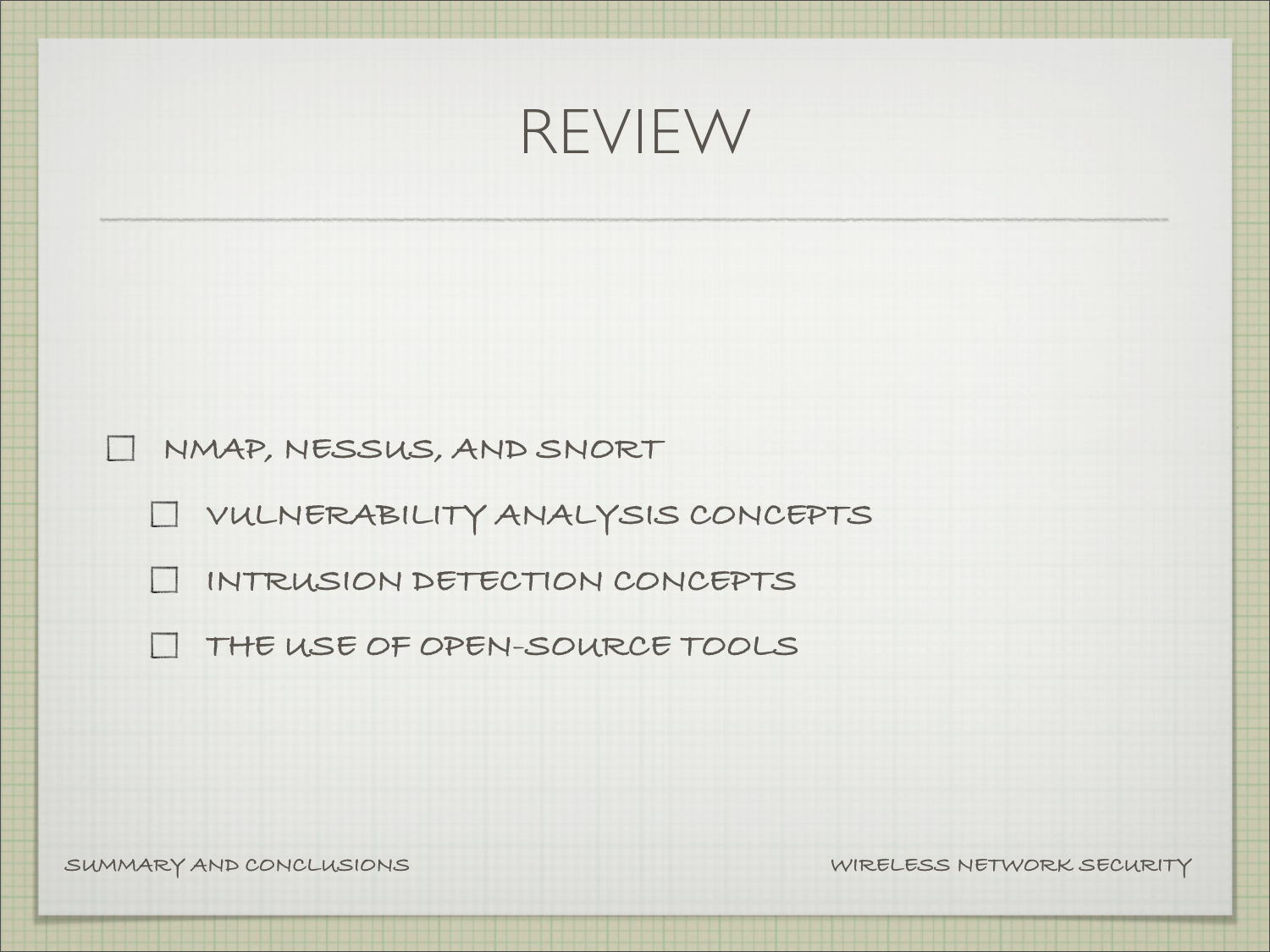# REVIEW

- NMAP, NESSUS, AND SNORT
  - VULNERABILITY ANALYSIS CONCEPTS
  - INTRUSION DETECTION CONCEPTS
  - THE USE OF OPEN-SOURCE TOOLS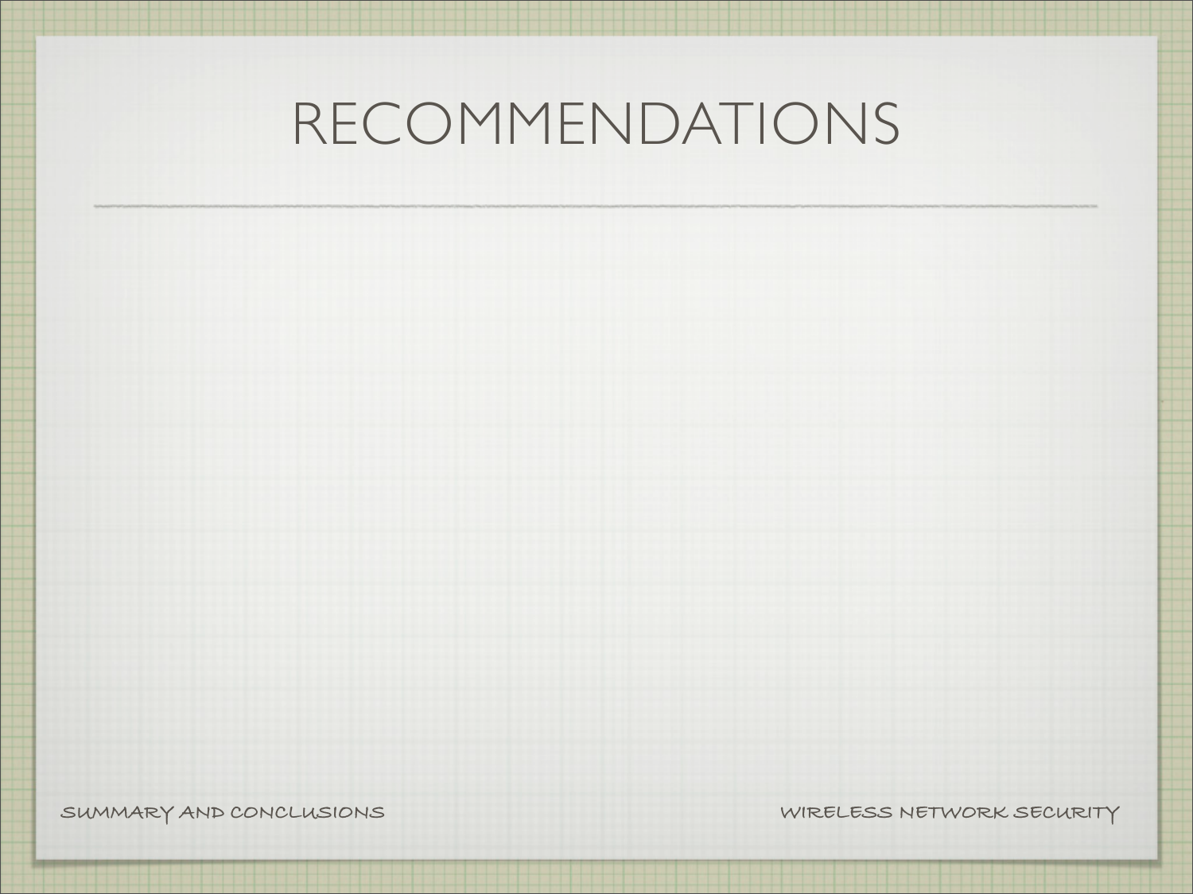# RECOMMENDATIONS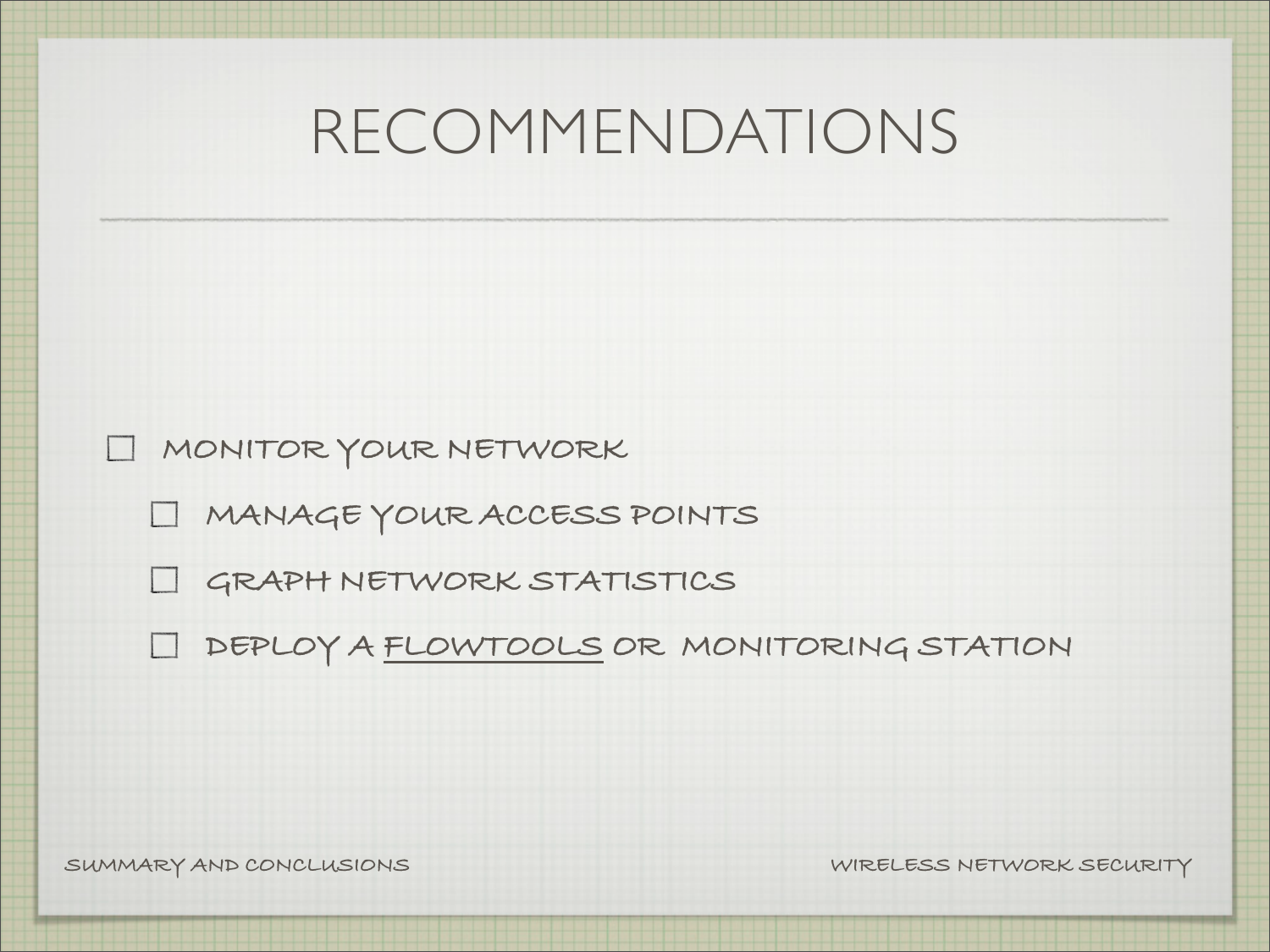# RECOMMENDATIONS

- MONITOR YOUR NETWORK
  - MANAGE YOUR ACCESS POINTS
  - GRAPH NETWORK STATISTICS
  - DEPLOY A FLOWTOOLS OR MONITORING STATION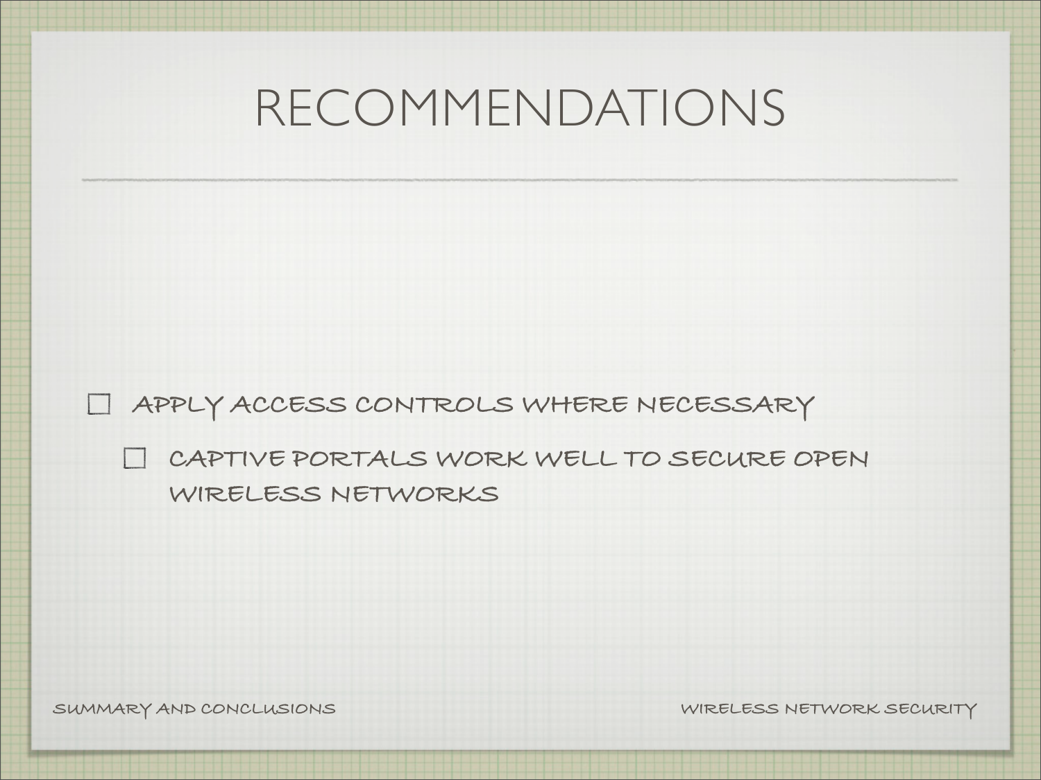# RECOMMENDATIONS

- APPLY ACCESS CONTROLS WHERE NECESSARY
  - CAPTIVE PORTALS WORK WELL TO SECURE OPEN WIRELESS NETWORKS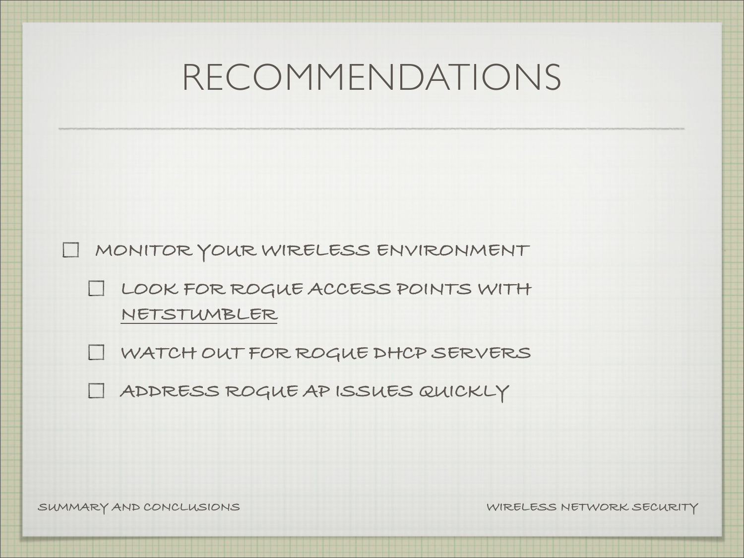# RECOMMENDATIONS

- MONITOR YOUR WIRELESS ENVIRONMENT
  - LOOK FOR ROGUE ACCESS POINTS WITH NETSTUMBLER
  - WATCH OUT FOR ROGUE DHCP SERVERS
  - ADDRESS ROGUE AP ISSUES QUICKLY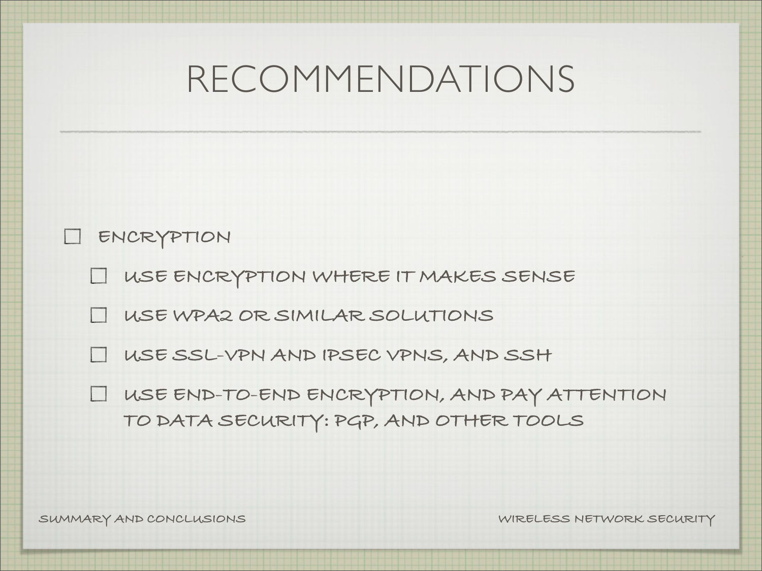# RECOMMENDATIONS

- ENCRYPTION
  - USE ENCRYPTION WHERE IT MAKES SENSE
  - USE WPA2 OR SIMILAR SOLUTIONS
  - USE SSL-VPN AND IPSEC VPNS, AND SSH
  - USE END-TO-END ENCRYPTION, AND PAY ATTENTION TO DATA SECURITY: PGP, AND OTHER TOOLS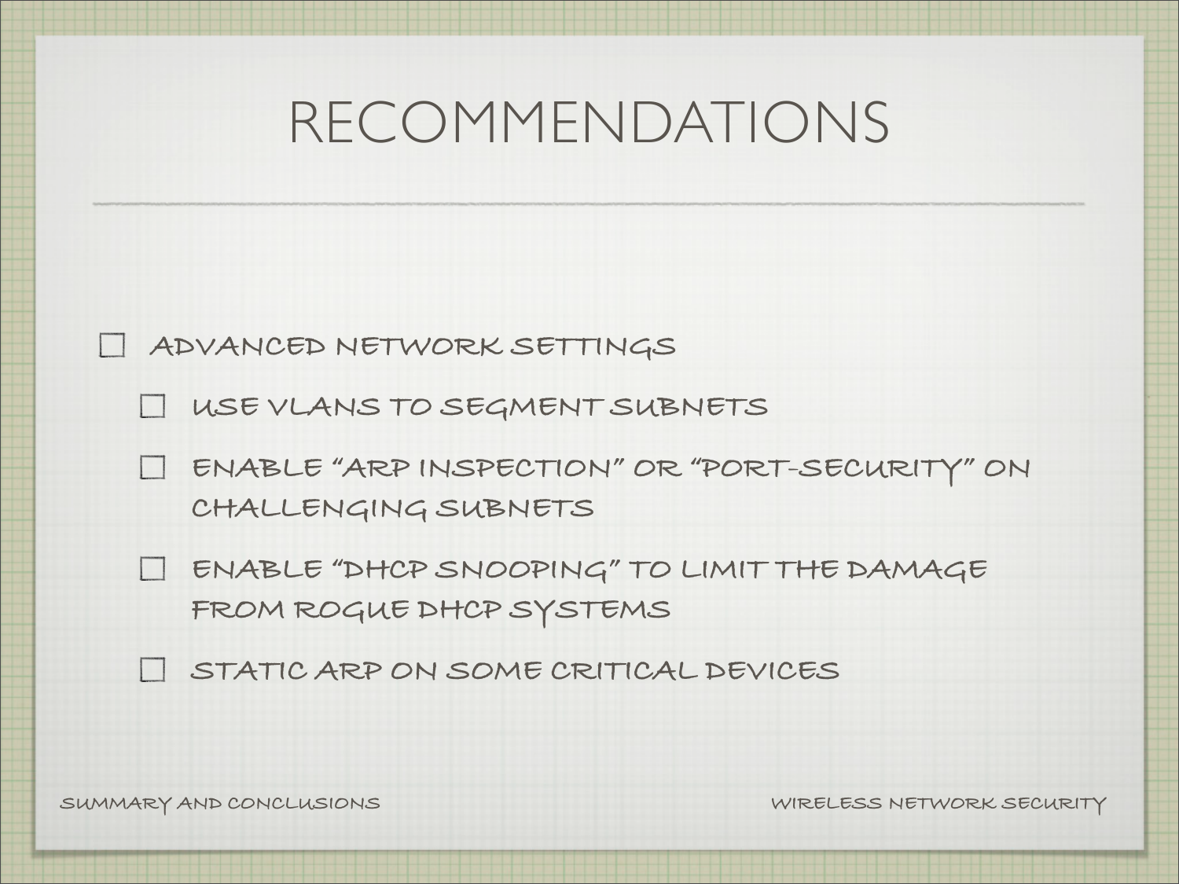# RECOMMENDATIONS

- ADVANCED NETWORK SETTINGS
  - USE VLANS TO SEGMENT SUBNETS
  - ENABLE "ARP INSPECTION" OR "PORT-SECURITY" ON CHALLENGING SUBNETS
  - ENABLE "DHCP SNOOPING" TO LIMIT THE DAMAGE FROM ROGUE DHCP SYSTEMS
  - STATIC ARP ON SOME CRITICAL DEVICES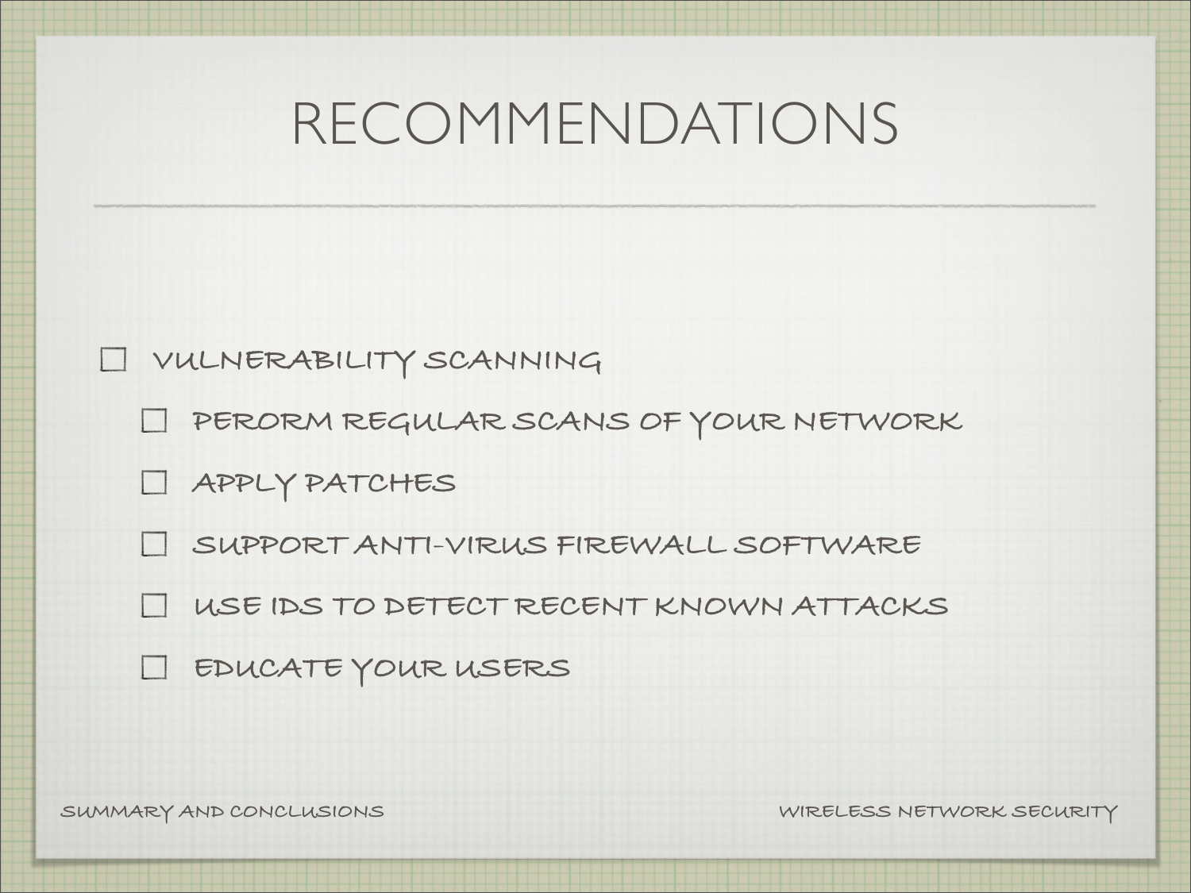# RECOMMENDATIONS

- VULNERABILITY SCANNING
  - PERORM REGULAR SCANS OF YOUR NETWORK
  - APPLY PATCHES
  - SUPPORT ANTI-VIRUS FIREWALL SOFTWARE
  - USE IDS TO DETECT RECENT KNOWN ATTACKS
  - EDUCATE YOUR USERS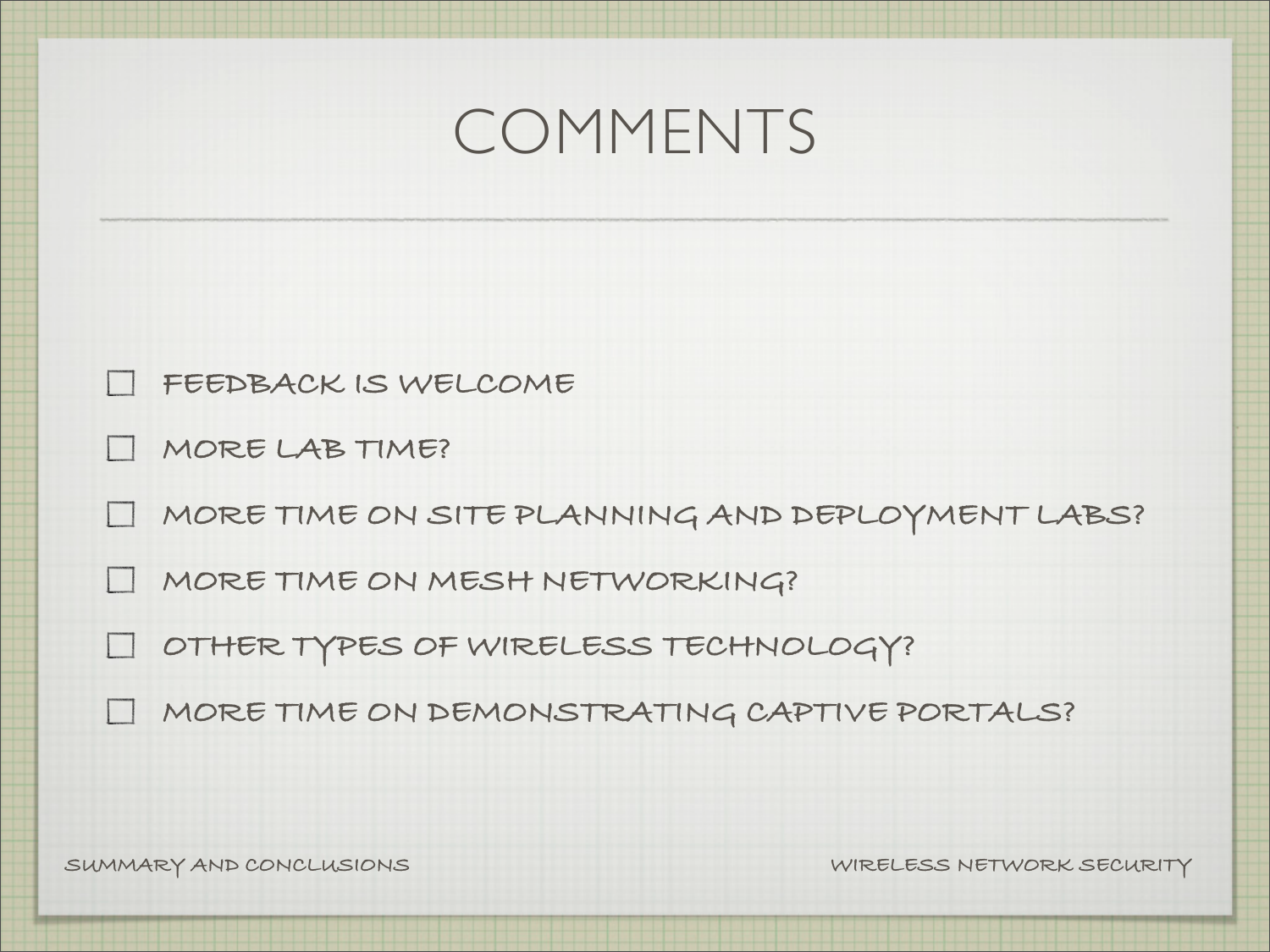# COMMENTS

- FEEDBACK IS WELCOME
- MORE LAB TIME?
- MORE TIME ON SITE PLANNING AND DEPLOYMENT LABS?
- MORE TIME ON MESH NETWORKING?
- OTHER TYPES OF WIRELESS TECHNOLOGY?
- MORE TIME ON DEMONSTRATING CAPTIVE PORTALS?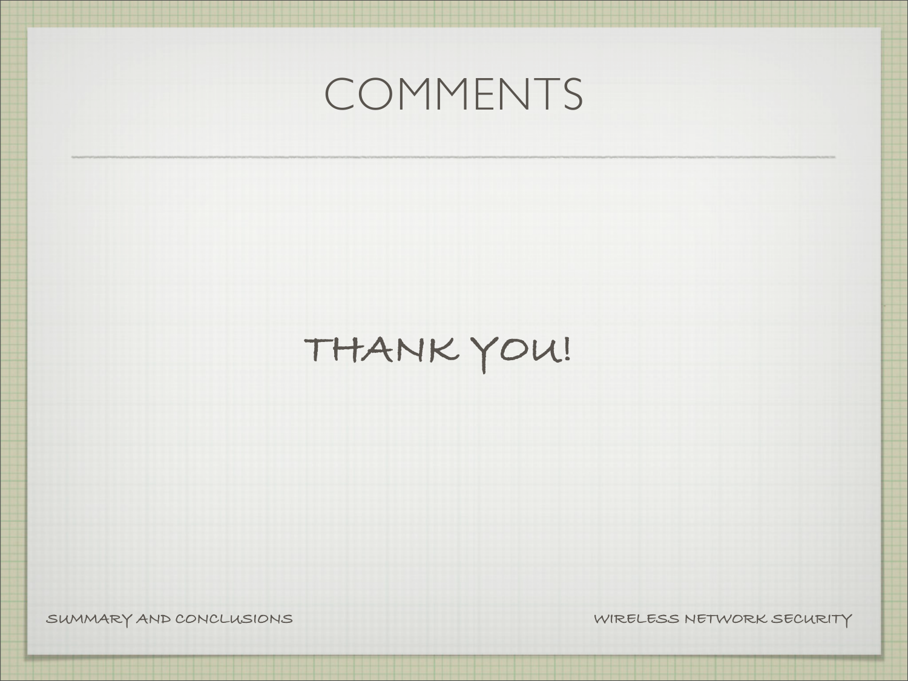# COMMENTS

THANK YOU!